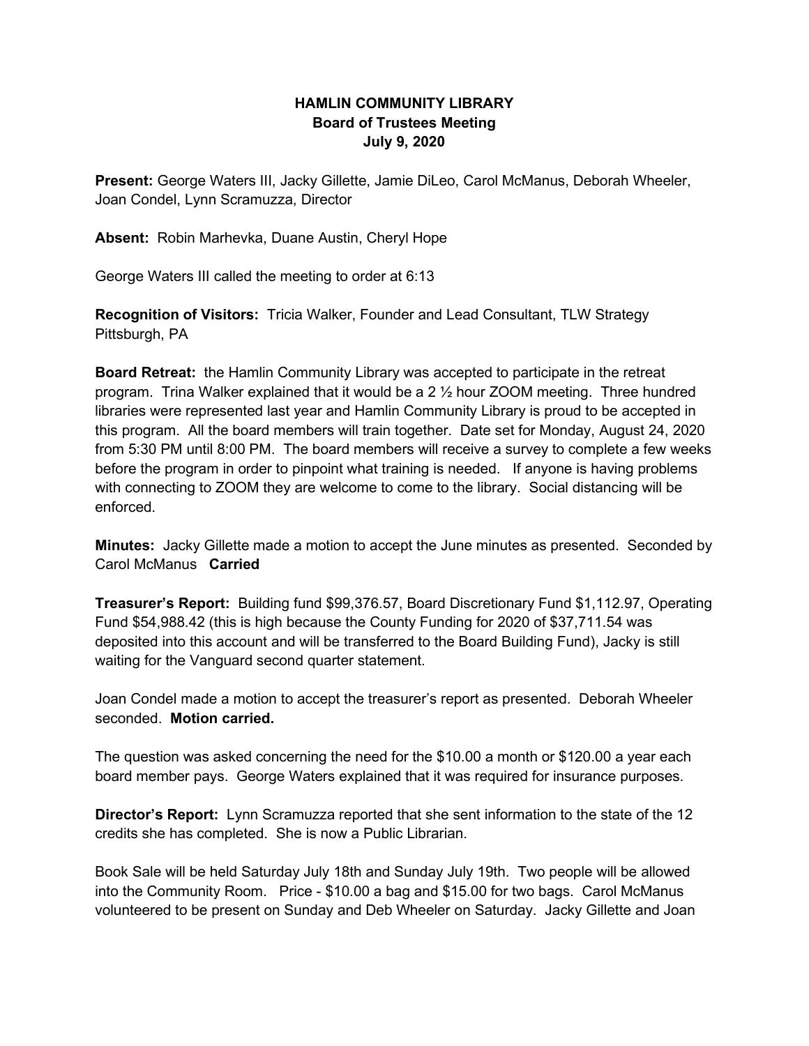**HAMLIN COMMUNITY LIBRARY**
**Board of Trustees Meeting**
**July 9, 2020**

**Present:** George Waters III, Jacky Gillette, Jamie DiLeo, Carol McManus, Deborah Wheeler, Joan Condel, Lynn Scramuzza, Director

**Absent:** Robin Marhevka, Duane Austin, Cheryl Hope

George Waters III called the meeting to order at 6:13

**Recognition of Visitors:** Tricia Walker, Founder and Lead Consultant, TLW Strategy Pittsburgh, PA

**Board Retreat:** the Hamlin Community Library was accepted to participate in the retreat program. Trina Walker explained that it would be a 2 ½ hour ZOOM meeting. Three hundred libraries were represented last year and Hamlin Community Library is proud to be accepted in this program. All the board members will train together. Date set for Monday, August 24, 2020 from 5:30 PM until 8:00 PM. The board members will receive a survey to complete a few weeks before the program in order to pinpoint what training is needed. If anyone is having problems with connecting to ZOOM they are welcome to come to the library. Social distancing will be enforced.

**Minutes:** Jacky Gillette made a motion to accept the June minutes as presented. Seconded by Carol McManus **Carried**

**Treasurer's Report:** Building fund $99,376.57, Board Discretionary Fund $1,112.97, Operating Fund $54,988.42 (this is high because the County Funding for 2020 of $37,711.54 was deposited into this account and will be transferred to the Board Building Fund), Jacky is still waiting for the Vanguard second quarter statement.

Joan Condel made a motion to accept the treasurer's report as presented. Deborah Wheeler seconded. **Motion carried.**

The question was asked concerning the need for the $10.00 a month or $120.00 a year each board member pays. George Waters explained that it was required for insurance purposes.

**Director's Report:** Lynn Scramuzza reported that she sent information to the state of the 12 credits she has completed. She is now a Public Librarian.

Book Sale will be held Saturday July 18th and Sunday July 19th. Two people will be allowed into the Community Room. Price - $10.00 a bag and $15.00 for two bags. Carol McManus volunteered to be present on Sunday and Deb Wheeler on Saturday. Jacky Gillette and Joan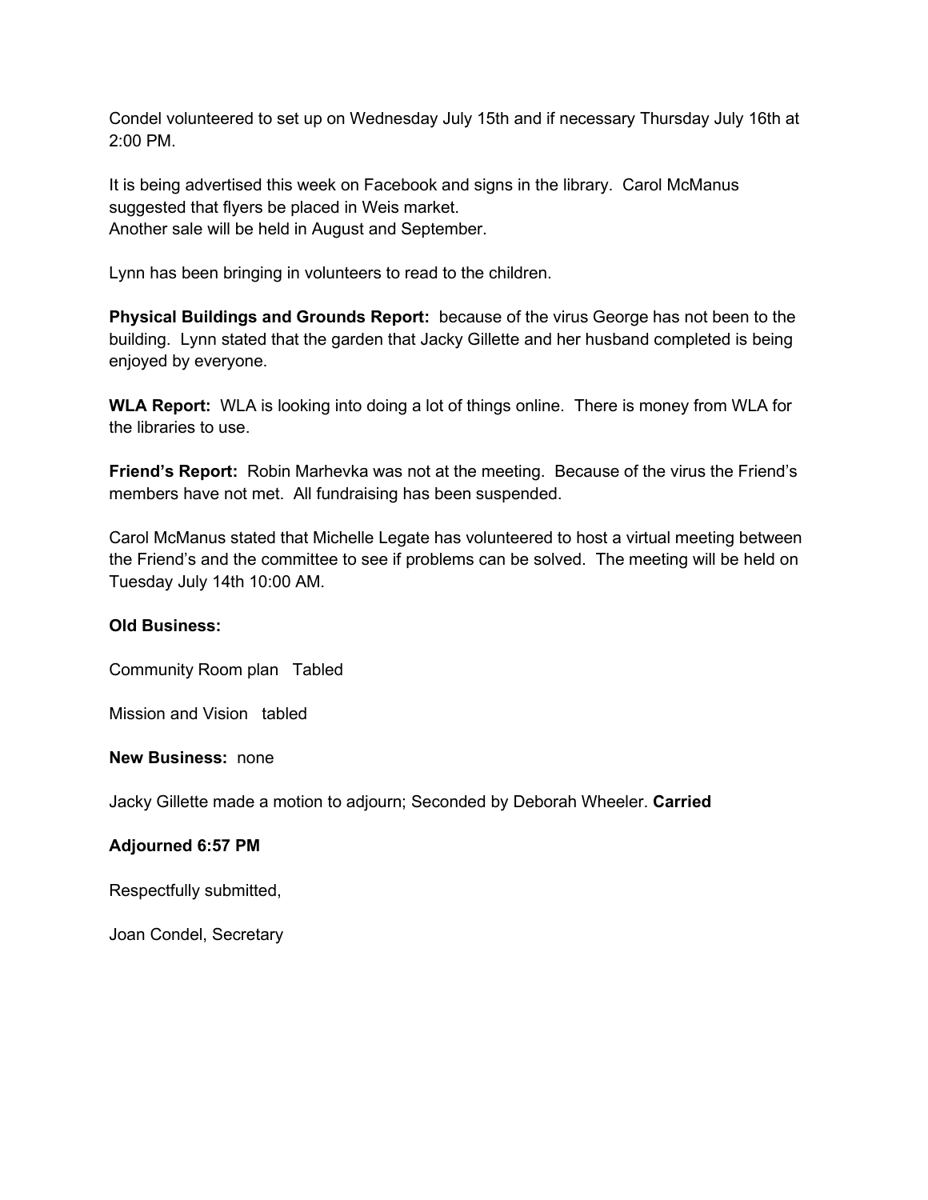Condel volunteered to set up on Wednesday July 15th and if necessary Thursday July 16th at 2:00 PM.

It is being advertised this week on Facebook and signs in the library. Carol McManus suggested that flyers be placed in Weis market.
Another sale will be held in August and September.

Lynn has been bringing in volunteers to read to the children.

**Physical Buildings and Grounds Report:** because of the virus George has not been to the building. Lynn stated that the garden that Jacky Gillette and her husband completed is being enjoyed by everyone.

**WLA Report:** WLA is looking into doing a lot of things online. There is money from WLA for the libraries to use.

**Friend's Report:** Robin Marhevka was not at the meeting. Because of the virus the Friend's members have not met. All fundraising has been suspended.

Carol McManus stated that Michelle Legate has volunteered to host a virtual meeting between the Friend's and the committee to see if problems can be solved. The meeting will be held on Tuesday July 14th 10:00 AM.

**Old Business:**

Community Room plan Tabled

Mission and Vision tabled

**New Business:** none

Jacky Gillette made a motion to adjourn; Seconded by Deborah Wheeler. **Carried**

**Adjourned 6:57 PM**

Respectfully submitted,

Joan Condel, Secretary